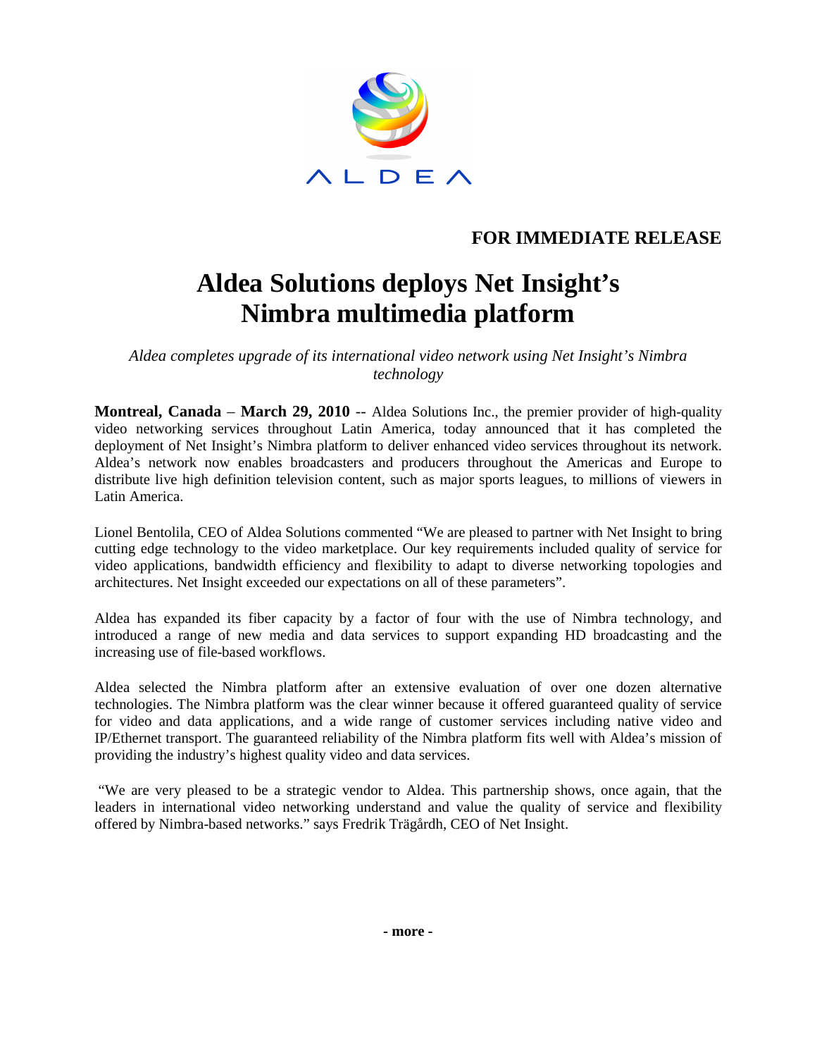ALDEA

**FOR IMMEDIATE RELEASE**

# Aldea Solutions deploys Net Insight's Nimbra multimedia platform

*Aldea completes upgrade of its international video network using Net Insight's Nimbra technology*

**Montreal, Canada** – **March 29, 2010** -- Aldea Solutions Inc., the premier provider of high-quality video networking services throughout Latin America, today announced that it has completed the deployment of Net Insight's Nimbra platform to deliver enhanced video services throughout its network. Aldea's network now enables broadcasters and producers throughout the Americas and Europe to distribute live high definition television content, such as major sports leagues, to millions of viewers in Latin America.

Lionel Bentolila, CEO of Aldea Solutions commented "We are pleased to partner with Net Insight to bring cutting edge technology to the video marketplace. Our key requirements included quality of service for video applications, bandwidth efficiency and flexibility to adapt to diverse networking topologies and architectures. Net Insight exceeded our expectations on all of these parameters".

Aldea has expanded its fiber capacity by a factor of four with the use of Nimbra technology, and introduced a range of new media and data services to support expanding HD broadcasting and the increasing use of file-based workflows.

Aldea selected the Nimbra platform after an extensive evaluation of over one dozen alternative technologies. The Nimbra platform was the clear winner because it offered guaranteed quality of service for video and data applications, and a wide range of customer services including native video and IP/Ethernet transport. The guaranteed reliability of the Nimbra platform fits well with Aldea's mission of providing the industry's highest quality video and data services.

"We are very pleased to be a strategic vendor to Aldea. This partnership shows, once again, that the leaders in international video networking understand and value the quality of service and flexibility offered by Nimbra-based networks." says Fredrik Trägårdh, CEO of Net Insight.

**- more -**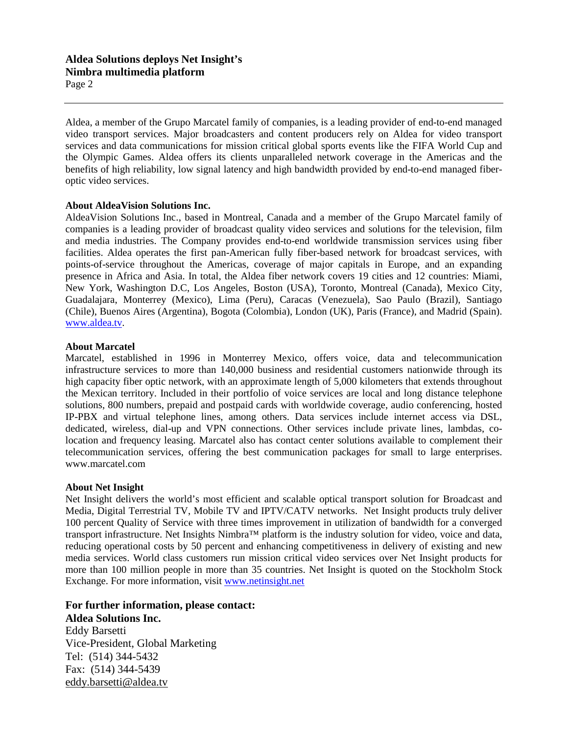Aldea, a member of the Grupo Marcatel family of companies, is a leading provider of end-to-end managed video transport services. Major broadcasters and content producers rely on Aldea for video transport services and data communications for mission critical global sports events like the FIFA World Cup and the Olympic Games. Aldea offers its clients unparalleled network coverage in the Americas and the benefits of high reliability, low signal latency and high bandwidth provided by end-to-end managed fiber-optic video services.

**About AldeaVision Solutions Inc.**

AldeaVision Solutions Inc., based in Montreal, Canada and a member of the Grupo Marcatel family of companies is a leading provider of broadcast quality video services and solutions for the television, film and media industries. The Company provides end-to-end worldwide transmission services using fiber facilities. Aldea operates the first pan-American fully fiber-based network for broadcast services, with points-of-service throughout the Americas, coverage of major capitals in Europe, and an expanding presence in Africa and Asia. In total, the Aldea fiber network covers 19 cities and 12 countries: Miami, New York, Washington D.C, Los Angeles, Boston (USA), Toronto, Montreal (Canada), Mexico City, Guadalajara, Monterrey (Mexico), Lima (Peru), Caracas (Venezuela), Sao Paulo (Brazil), Santiago (Chile), Buenos Aires (Argentina), Bogota (Colombia), London (UK), Paris (France), and Madrid (Spain). www.aldea.tv.

**About Marcatel**

Marcatel, established in 1996 in Monterrey Mexico, offers voice, data and telecommunication infrastructure services to more than 140,000 business and residential customers nationwide through its high capacity fiber optic network, with an approximate length of 5,000 kilometers that extends throughout the Mexican territory. Included in their portfolio of voice services are local and long distance telephone solutions, 800 numbers, prepaid and postpaid cards with worldwide coverage, audio conferencing, hosted IP-PBX and virtual telephone lines, among others. Data services include internet access via DSL, dedicated, wireless, dial-up and VPN connections. Other services include private lines, lambdas, co-location and frequency leasing. Marcatel also has contact center solutions available to complement their telecommunication services, offering the best communication packages for small to large enterprises. www.marcatel.com

**About Net Insight**

Net Insight delivers the world's most efficient and scalable optical transport solution for Broadcast and Media, Digital Terrestrial TV, Mobile TV and IPTV/CATV networks. Net Insight products truly deliver 100 percent Quality of Service with three times improvement in utilization of bandwidth for a converged transport infrastructure. Net Insights Nimbra™ platform is the industry solution for video, voice and data, reducing operational costs by 50 percent and enhancing competitiveness in delivery of existing and new media services. World class customers run mission critical video services over Net Insight products for more than 100 million people in more than 35 countries. Net Insight is quoted on the Stockholm Stock Exchange. For more information, visit www.netinsight.net

**For further information, please contact:**

**Aldea Solutions Inc.**
Eddy Barsetti
Vice-President, Global Marketing
Tel: (514) 344-5432
Fax: (514) 344-5439
eddy.barsetti@aldea.tv